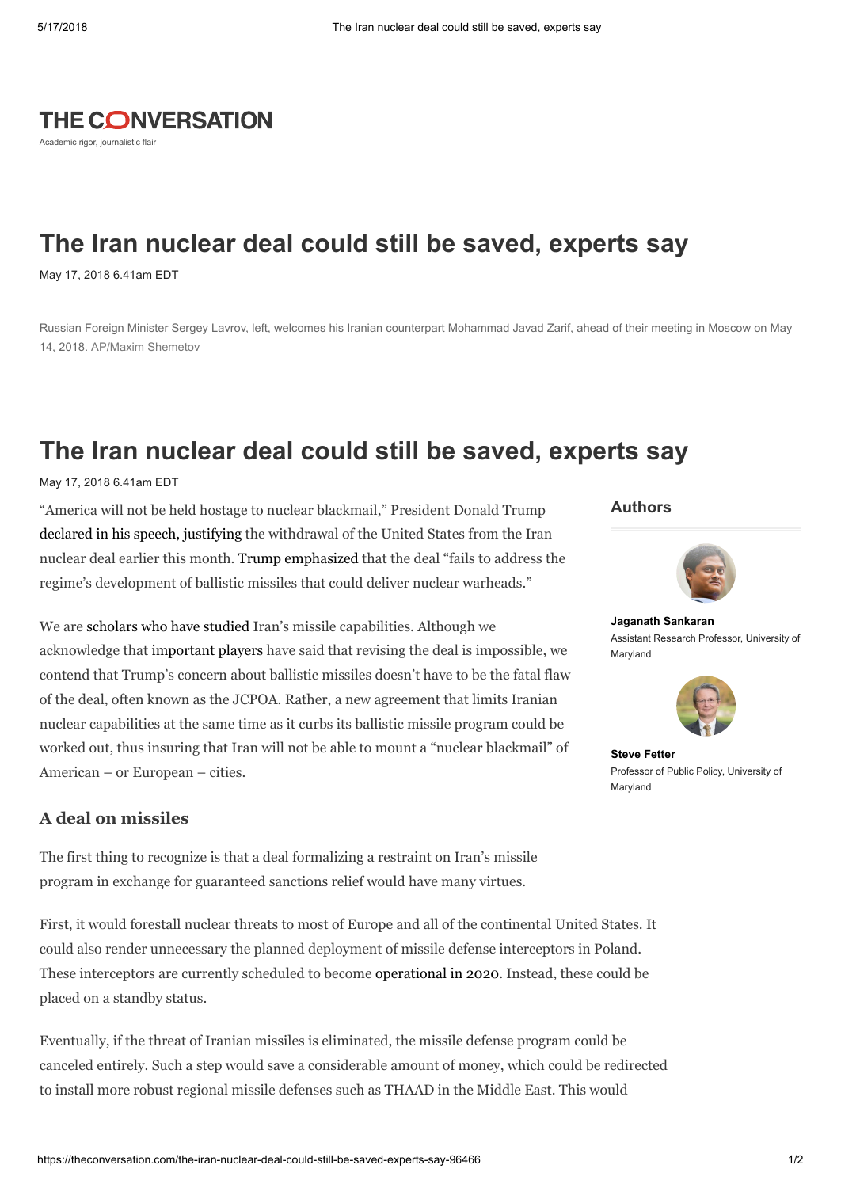THE CONVERSATION

Academic rigor, journalistic flair

# The Iran nuclear deal could still be saved, experts say

May 17, 2018 6.41am EDT

Russian Foreign Minister Sergey Lavrov, left, welcomes his Iranian counterpart Mohammad Javad Zarif, ahead of their meeting in Moscow on May 14, 2018. AP/Maxim Shemetov

# The Iran nuclear deal could still be saved, experts say

May 17, 2018 6.41am EDT

## Authors

**Jaganath Sankaran**
Assistant Research Professor, University of Maryland

**Steve Fetter**
Professor of Public Policy, University of Maryland

"America will not be held hostage to nuclear blackmail," President Donald Trump declared in his speech, justifying the withdrawal of the United States from the Iran nuclear deal earlier this month. Trump emphasized that the deal "fails to address the regime's development of ballistic missiles that could deliver nuclear warheads."

We are scholars who have studied Iran's missile capabilities. Although we acknowledge that important players have said that revising the deal is impossible, we contend that Trump's concern about ballistic missiles doesn't have to be the fatal flaw of the deal, often known as the JCPOA. Rather, a new agreement that limits Iranian nuclear capabilities at the same time as it curbs its ballistic missile program could be worked out, thus insuring that Iran will not be able to mount a "nuclear blackmail" of American – or European – cities.

### A deal on missiles

The first thing to recognize is that a deal formalizing a restraint on Iran's missile program in exchange for guaranteed sanctions relief would have many virtues.

First, it would forestall nuclear threats to most of Europe and all of the continental United States. It could also render unnecessary the planned deployment of missile defense interceptors in Poland. These interceptors are currently scheduled to become operational in 2020. Instead, these could be placed on a standby status.

Eventually, if the threat of Iranian missiles is eliminated, the missile defense program could be canceled entirely. Such a step would save a considerable amount of money, which could be redirected to install more robust regional missile defenses such as THAAD in the Middle East. This would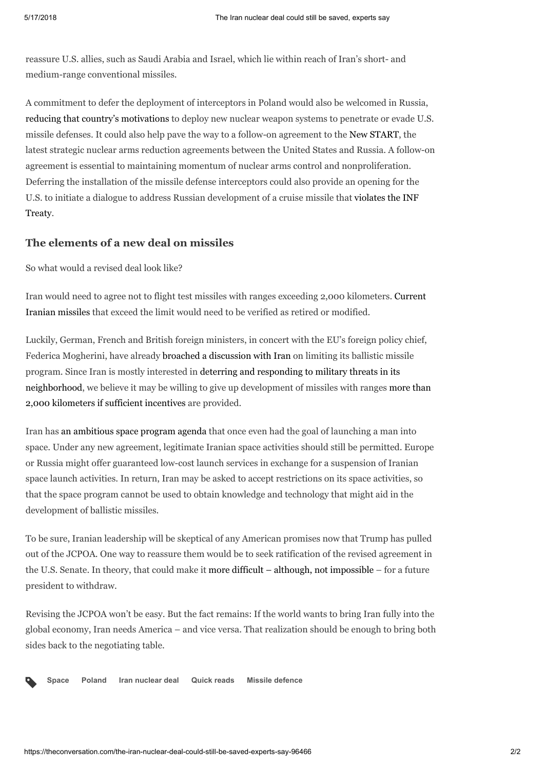reassure U.S. allies, such as Saudi Arabia and Israel, which lie within reach of Iran's short- and medium-range conventional missiles.

A commitment to defer the deployment of interceptors in Poland would also be welcomed in Russia, reducing that country's motivations to deploy new nuclear weapon systems to penetrate or evade U.S. missile defenses. It could also help pave the way to a follow-on agreement to the New START, the latest strategic nuclear arms reduction agreements between the United States and Russia. A follow-on agreement is essential to maintaining momentum of nuclear arms control and nonproliferation. Deferring the installation of the missile defense interceptors could also provide an opening for the U.S. to initiate a dialogue to address Russian development of a cruise missile that violates the INF Treaty.

## The elements of a new deal on missiles

So what would a revised deal look like?

Iran would need to agree not to flight test missiles with ranges exceeding 2,000 kilometers. Current Iranian missiles that exceed the limit would need to be verified as retired or modified.

Luckily, German, French and British foreign ministers, in concert with the EU's foreign policy chief, Federica Mogherini, have already broached a discussion with Iran on limiting its ballistic missile program. Since Iran is mostly interested in deterring and responding to military threats in its neighborhood, we believe it may be willing to give up development of missiles with ranges more than 2,000 kilometers if sufficient incentives are provided.

Iran has an ambitious space program agenda that once even had the goal of launching a man into space. Under any new agreement, legitimate Iranian space activities should still be permitted. Europe or Russia might offer guaranteed low-cost launch services in exchange for a suspension of Iranian space launch activities. In return, Iran may be asked to accept restrictions on its space activities, so that the space program cannot be used to obtain knowledge and technology that might aid in the development of ballistic missiles.

To be sure, Iranian leadership will be skeptical of any American promises now that Trump has pulled out of the JCPOA. One way to reassure them would be to seek ratification of the revised agreement in the U.S. Senate. In theory, that could make it more difficult – although, not impossible – for a future president to withdraw.

Revising the JCPOA won't be easy. But the fact remains: If the world wants to bring Iran fully into the global economy, Iran needs America – and vice versa. That realization should be enough to bring both sides back to the negotiating table.

**Space** **Poland** **Iran nuclear deal** **Quick reads** **Missile defence**